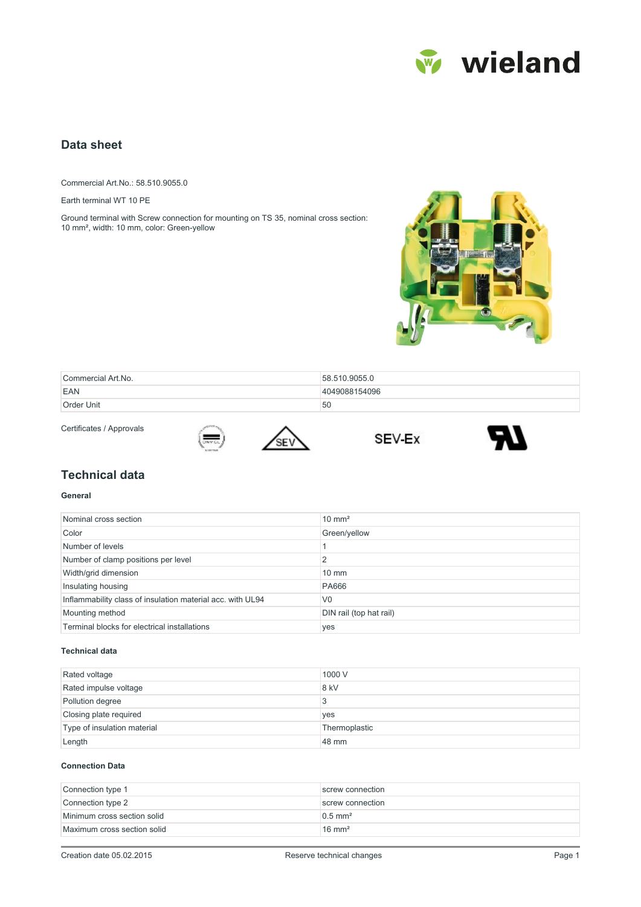# Data sheet

Commercial Art.No.: 58.510.9055.0

Earth terminal WT 10 PE

Ground terminal with Screw connection for mounting on TS 35, nominal cross section: 10 mm², width: 10 mm, color: Green-yellow

| Commercial Art.No. | 58.510.9055.0 |
|---|---|
| EAN | 4049088154096 |
| Order Unit | 50 |

Certificates / Approvals

SEV-Ex

## Technical data

### General

| Nominal cross section | 10 mm² |
|---|---|
| Color | Green/yellow |
| Number of levels | 1 |
| Number of clamp positions per level | 2 |
| Width/grid dimension | 10 mm |
| Insulating housing | PA666 |
| Inflammability class of insulation material acc. with UL94 | V0 |
| Mounting method | DIN rail (top hat rail) |
| Terminal blocks for electrical installations | yes |

### Technical data

| Rated voltage | 1000 V |
|---|---|
| Rated impulse voltage | 8 kV |
| Pollution degree | 3 |
| Closing plate required | yes |
| Type of insulation material | Thermoplastic |
| Length | 48 mm |

### Connection Data

| Connection type 1 | screw connection |
|---|---|
| Connection type 2 | screw connection |
| Minimum cross section solid | 0.5 mm² |
| Maximum cross section solid | 16 mm² |

Creation date 05.02.2015 Reserve technical changes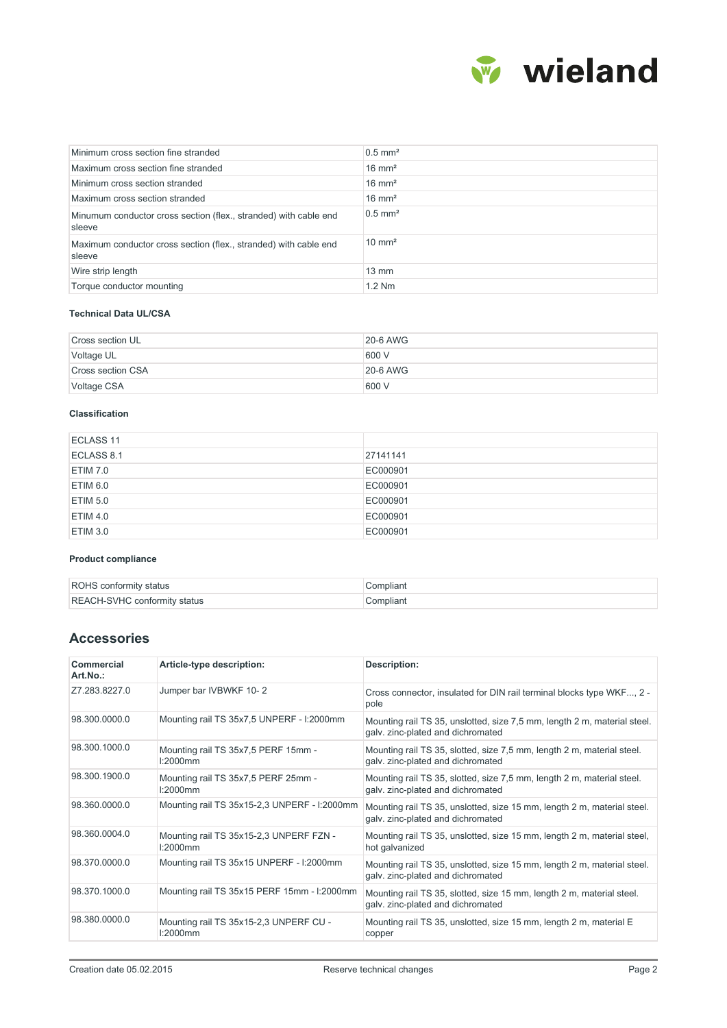| | |
|---|---|
| Minimum cross section fine stranded | 0.5 mm² |
| Maximum cross section fine stranded | 16 mm² |
| Minimum cross section stranded | 16 mm² |
| Maximum cross section stranded | 16 mm² |
| Minumum conductor cross section (flex., stranded) with cable end sleeve | 0.5 mm² |
| Maximum conductor cross section (flex., stranded) with cable end sleeve | 10 mm² |
| Wire strip length | 13 mm |
| Torque conductor mounting | 1.2 Nm |

#### Technical Data UL/CSA

| | |
|---|---|
| Cross section UL | 20-6 AWG |
| Voltage UL | 600 V |
| Cross section CSA | 20-6 AWG |
| Voltage CSA | 600 V |

#### Classification

| | |
|---|---|
| ECLASS 11 | |
| ECLASS 8.1 | 27141141 |
| ETIM 7.0 | EC000901 |
| ETIM 6.0 | EC000901 |
| ETIM 5.0 | EC000901 |
| ETIM 4.0 | EC000901 |
| ETIM 3.0 | EC000901 |

#### Product compliance

| | |
|---|---|
| ROHS conformity status | Compliant |
| REACH-SVHC conformity status | Compliant |

## Accessories

| Commercial Art.No.: | Article-type description: | Description: |
|---|---|---|
| Z7.283.8227.0 | Jumper bar IVBWKF 10- 2 | Cross connector, insulated for DIN rail terminal blocks type WKF..., 2 -pole |
| 98.300.0000.0 | Mounting rail TS 35x7,5 UNPERF - l:2000mm | Mounting rail TS 35, unslotted, size 7,5 mm, length 2 m, material steel. galv. zinc-plated and dichromated |
| 98.300.1000.0 | Mounting rail TS 35x7,5 PERF 15mm - l:2000mm | Mounting rail TS 35, slotted, size 7,5 mm, length 2 m, material steel. galv. zinc-plated and dichromated |
| 98.300.1900.0 | Mounting rail TS 35x7,5 PERF 25mm - l:2000mm | Mounting rail TS 35, slotted, size 7,5 mm, length 2 m, material steel. galv. zinc-plated and dichromated |
| 98.360.0000.0 | Mounting rail TS 35x15-2,3 UNPERF - l:2000mm | Mounting rail TS 35, unslotted, size 15 mm, length 2 m, material steel. galv. zinc-plated and dichromated |
| 98.360.0004.0 | Mounting rail TS 35x15-2,3 UNPERF FZN - l:2000mm | Mounting rail TS 35, unslotted, size 15 mm, length 2 m, material steel, hot galvanized |
| 98.370.0000.0 | Mounting rail TS 35x15 UNPERF - l:2000mm | Mounting rail TS 35, unslotted, size 15 mm, length 2 m, material steel. galv. zinc-plated and dichromated |
| 98.370.1000.0 | Mounting rail TS 35x15 PERF 15mm - l:2000mm | Mounting rail TS 35, slotted, size 15 mm, length 2 m, material steel. galv. zinc-plated and dichromated |
| 98.380.0000.0 | Mounting rail TS 35x15-2,3 UNPERF CU - l:2000mm | Mounting rail TS 35, unslotted, size 15 mm, length 2 m, material E copper |

Creation date 05.02.2015 — Reserve technical changes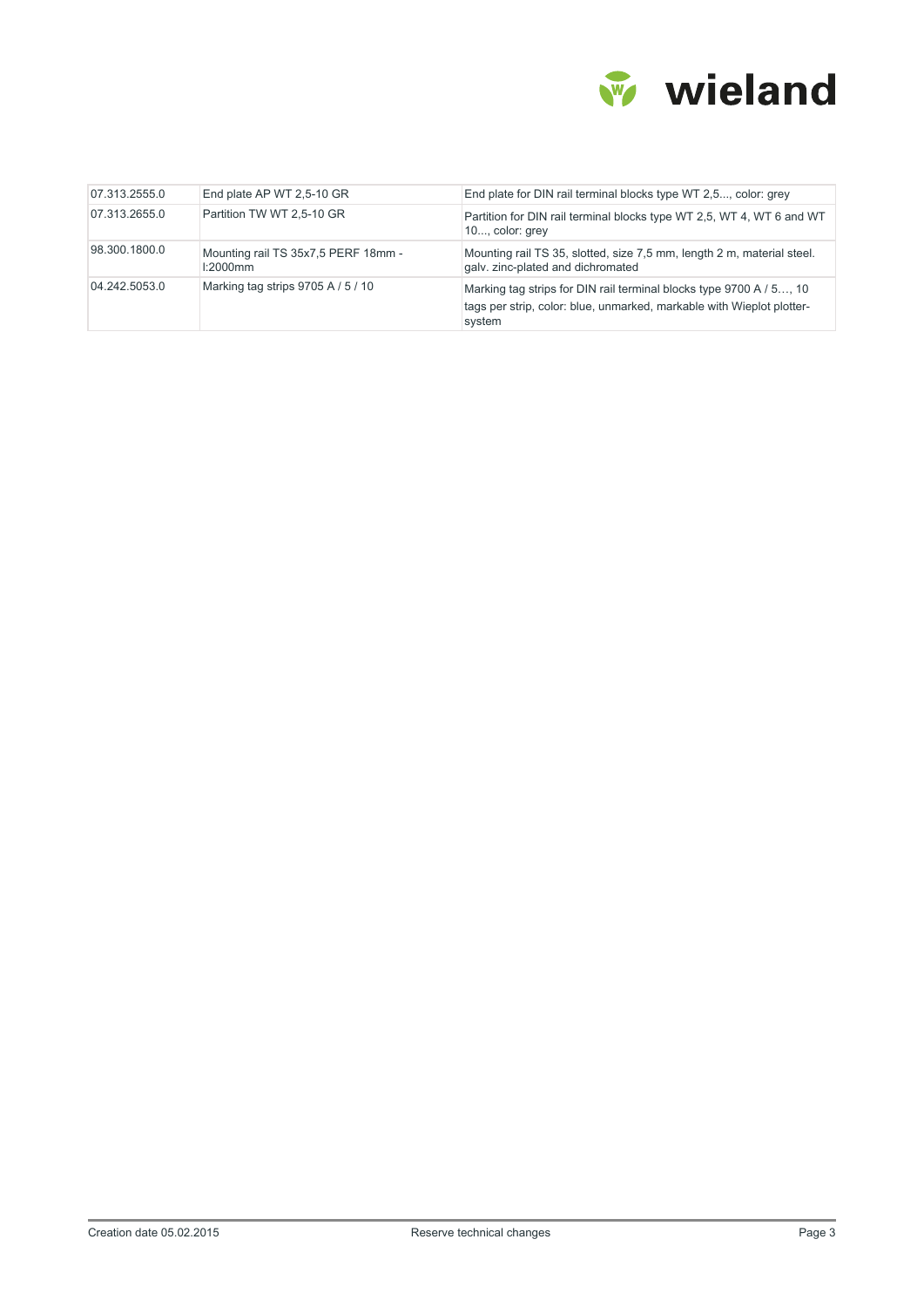| | | |
|---|---|---|
| 07.313.2555.0 | End plate AP WT 2,5-10 GR | End plate for DIN rail terminal blocks type WT 2,5..., color: grey |
| 07.313.2655.0 | Partition TW WT 2,5-10 GR | Partition for DIN rail terminal blocks type WT 2,5, WT 4, WT 6 and WT 10..., color: grey |
| 98.300.1800.0 | Mounting rail TS 35x7,5 PERF 18mm - l:2000mm | Mounting rail TS 35, slotted, size 7,5 mm, length 2 m, material steel. galv. zinc-plated and dichromated |
| 04.242.5053.0 | Marking tag strips 9705 A / 5 / 10 | Marking tag strips for DIN rail terminal blocks type 9700 A / 5…, 10 tags per strip, color: blue, unmarked, markable with Wieplot plotter-system |

Creation date 05.02.2015 Reserve technical changes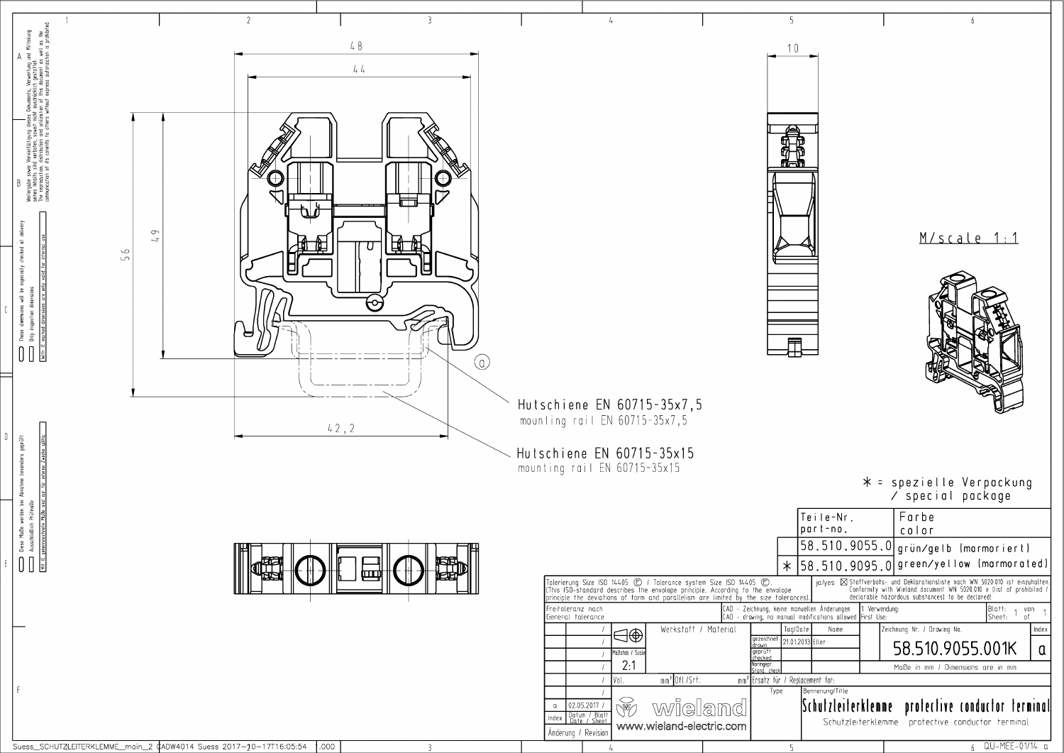48

44

56

49

42,2

10

Hutschiene EN 60715-35x7,5
mounting rail EN 60715-35x7,5

Hutschiene EN 60715-35x15
mounting rail EN 60715-35x15

M/scale 1:1

* = spezielle Verpackung / special package

| | Teile-Nr. part-no. | Farbe color |
|---|---|---|
| | 58.510.9055.0 | grün/gelb (marmoriert) |
| * | 58.510.9095.0 | green/yellow (marmorated) |

Tolerierung Size ISO 14405 Ⓔ / Tolerance system Size ISO 14405 Ⓔ.
(This ISO-standard describes the envelope principle. According to the envelope principle the deviations of form and parallelism are limited by the size tolerances).

ja/yes ☒ Stoffverbots- und Deklarationsliste nach WN 5020.010 ist einzuhalten. Conformity with Wieland document WN 5020.010 e (list of prohibited / declarable hazardous substances) to be declared!

Freitoleranz nach / General tolerance

CAD - Zeichnung, keine manuellen Änderungen / CAD - drawing, no manual modifications allowed

1. Verwendung: / First Use:

Blatt: 1 von 1 / Sheet: 1 of 1

Werkstoff / Material

Maßstab / Scale 2:1

| | Tag/Date | Name |
|---|---|---|
| gezeichnet drawn | 21.01.2013 | Eller |
| geprüft checked | | |
| Normgepr. Stand. check | | |

Zeichnung Nr. / Drawing No. 58.510.9055.001K — Index a

Maße in mm / Dimensions are in mm

Vol. mm³ Ofl./Srf. mm²

Ersatz für / Replacement for:

Type

Benennung/Title
**Schutzleiterklemme protective conductor terminal**
Schutzleiterklemme protective conductor terminal

| Index | Datum / Blatt Date / Sheet |
|---|---|
| a | 02.05.2017 / |

Änderung / Revision

wieland
www.wieland-electric.com

Suess_SCHUTZLEITERKLEMME_main_2 CADW4014 Suess 2017-10-17T16:05:54 .000

QU-MEE-01/14 a

Weitergabe sowie Vervielfältigung dieses Dokuments, Verwertung und Mitteilung seines Inhalts sind verboten, soweit nicht ausdrücklich gestattet.
The reproduction, distribution and utilization of this document as well as the communication of its contents to others without express authorization is prohibited.

These dimensions will be especially checked at delivery
Only inspection dimensions
With IE marked dimensions are only valid for internal use

Diese Maße werden bei Abnahme besonders geprüft
Ausschließlich Prüfmaße
Mit IE gekennzeichnete Maße sind nur für interne Zwecke gültig